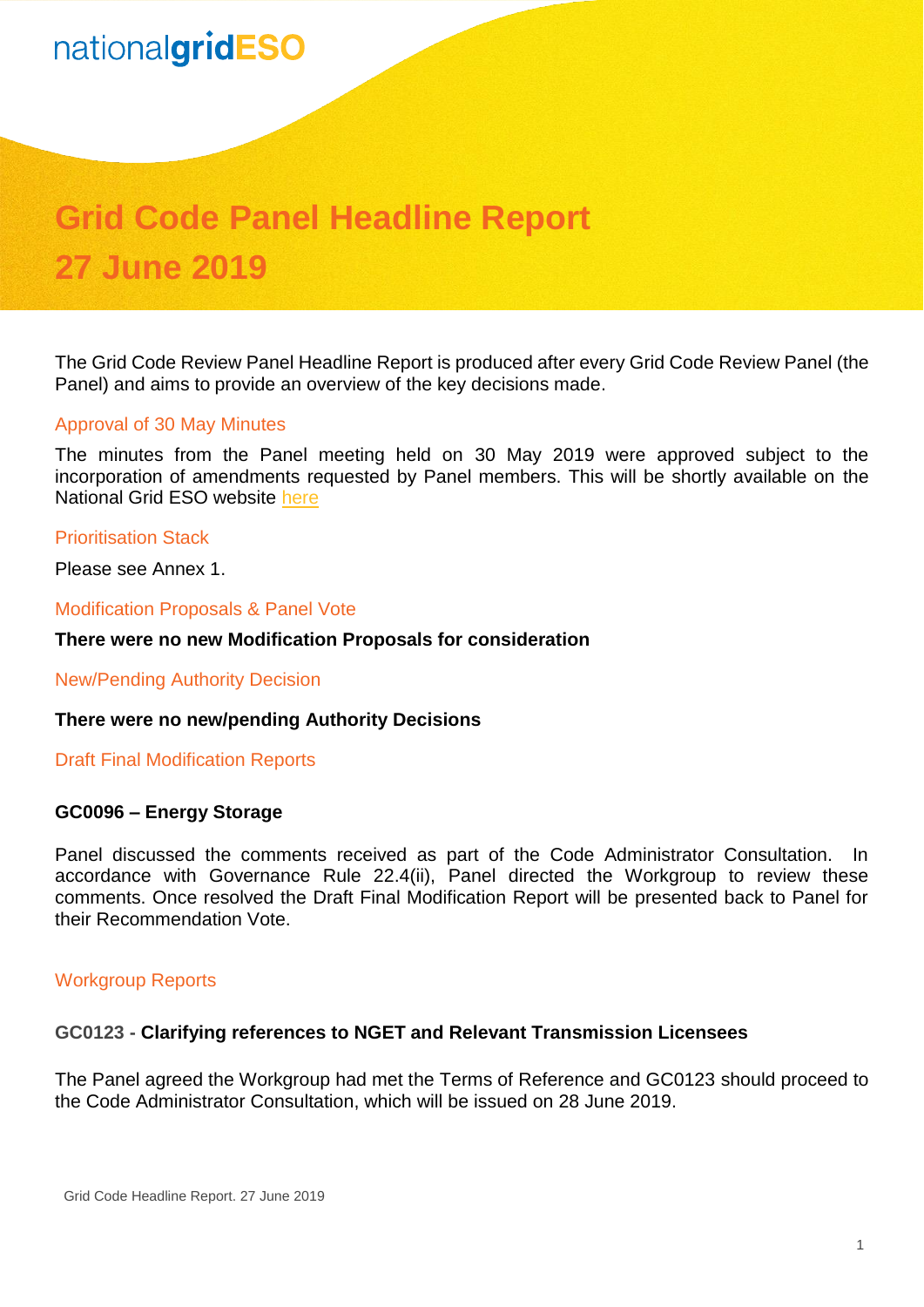nationalgridESO

# Grid Code Panel Headline Report
# 27 June 2019

The Grid Code Review Panel Headline Report is produced after every Grid Code Review Panel (the Panel) and aims to provide an overview of the key decisions made.

## Approval of 30 May Minutes

The minutes from the Panel meeting held on 30 May 2019 were approved subject to the incorporation of amendments requested by Panel members. This will be shortly available on the National Grid ESO website here

## Prioritisation Stack

Please see Annex 1.

## Modification Proposals & Panel Vote

**There were no new Modification Proposals for consideration**

## New/Pending Authority Decision

**There were no new/pending Authority Decisions**

## Draft Final Modification Reports

### GC0096 – Energy Storage

Panel discussed the comments received as part of the Code Administrator Consultation. In accordance with Governance Rule 22.4(ii), Panel directed the Workgroup to review these comments. Once resolved the Draft Final Modification Report will be presented back to Panel for their Recommendation Vote.

## Workgroup Reports

### GC0123 - Clarifying references to NGET and Relevant Transmission Licensees

The Panel agreed the Workgroup had met the Terms of Reference and GC0123 should proceed to the Code Administrator Consultation, which will be issued on 28 June 2019.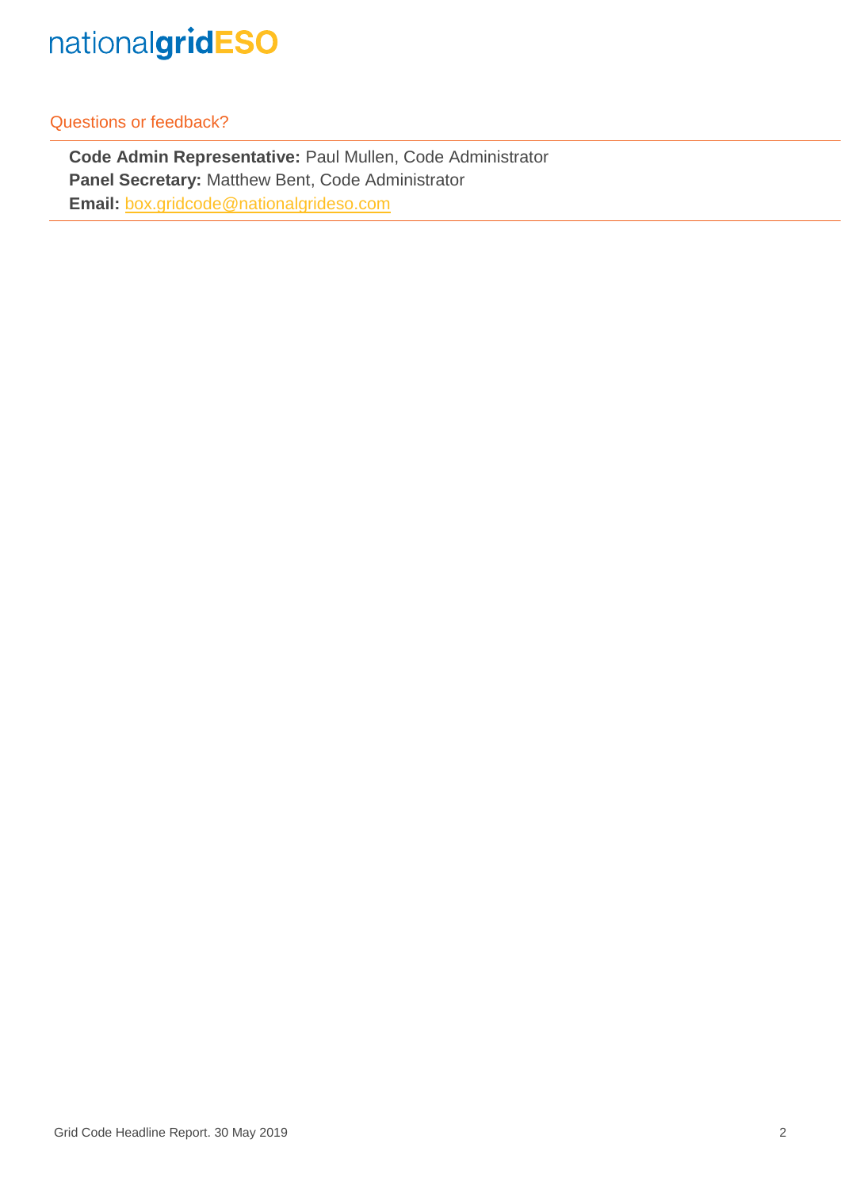## Questions or feedback?

**Code Admin Representative:** Paul Mullen, Code Administrator
**Panel Secretary:** Matthew Bent, Code Administrator
**Email:** box.gridcode@nationalgrideso.com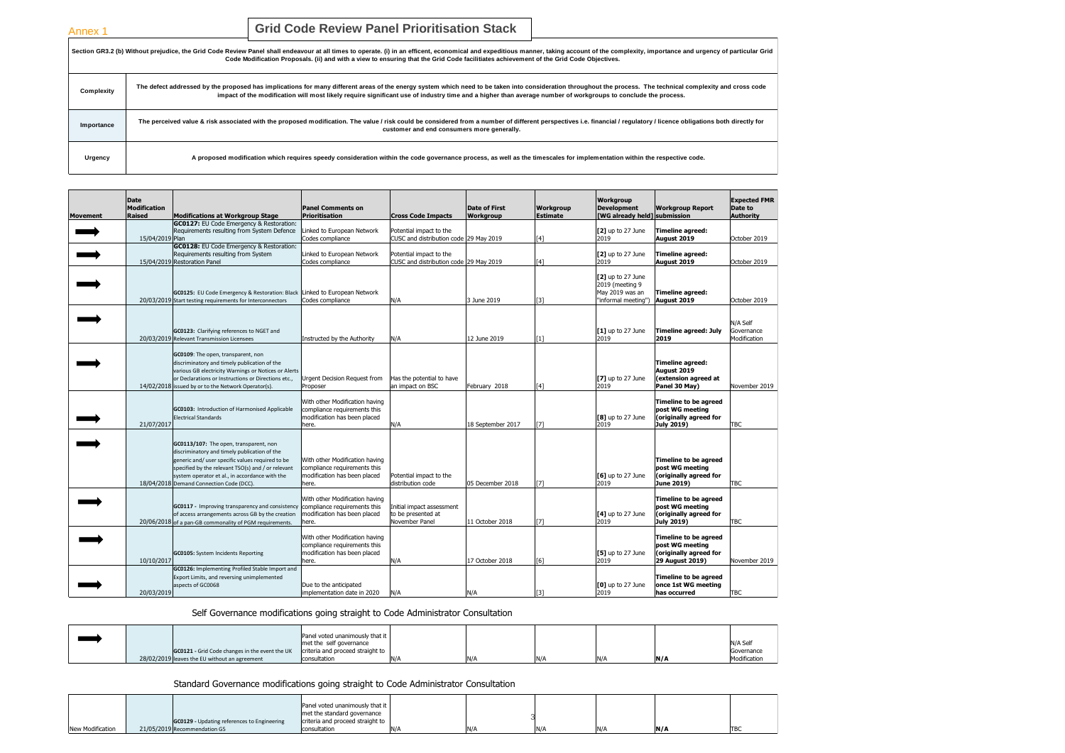Annex 1

# Grid Code Review Panel Prioritisation Stack

**Section GR3.2 (b) Without prejudice, the Grid Code Review Panel shall endeavour at all times to operate. (i) in an efficent, economical and expeditious manner, taking account of the complexity, importance and urgency of particular Grid Code Modification Proposals. (ii) and with a view to ensuring that the Grid Code facilitiates achievement of the Grid Code Objectives.**

| | |
|---|---|
| **Complexity** | **The defect addressed by the proposed has implications for many different areas of the energy system which need to be taken into consideration throughout the process. The technical complexity and cross code impact of the modification will most likely require significant use of industry time and a higher than average number of workgroups to conclude the process.** |
| **Importance** | **The perceived value & risk associated with the proposed modification. The value / risk could be considered from a number of different perspectives i.e. financial / regulatory / licence obligations both directly for customer and end consumers more generally.** |
| **Urgency** | **A proposed modification which requires speedy consideration within the code governance process, as well as the timescales for implementation within the respective code.** |

| Movement | Date Modification Raised | Modifications at Workgroup Stage | Panel Comments on Prioritisation | Cross Code Impacts | Date of First Workgroup | Workgroup Estimate | Workgroup Development [WG already held] | Workgroup Report submission | Expected FMR Date to Authority |
|---|---|---|---|---|---|---|---|---|---|
| ➡ | 15/04/2019 | **GC0127:** EU Code Emergency & Restoration: Requirements resulting from System Defence Plan | Linked to European Network Codes compliance | Potential impact to the CUSC and distribution code | 29 May 2019 | [4] | **[2]** up to 27 June 2019 | **Timeline agreed: August 2019** | October 2019 |
| ➡ | 15/04/2019 | **GC0128:** EU Code Emergency & Restoration: Requirements resulting from System Restoration Panel | Linked to European Network Codes compliance | Potential impact to the CUSC and distribution code | 29 May 2019 | [4] | **[2]** up to 27 June 2019 | **Timeline agreed: August 2019** | October 2019 |
| ➡ | 20/03/2019 | **GC0125:** EU Code Emergency & Restoration: Black Start testing requirements for Interconnectors | Linked to European Network Codes compliance | N/A | 3 June 2019 | [3] | **[2]** up to 27 June 2019 (meeting 9 May 2019 was an "informal meeting") | **Timeline agreed: August 2019** | October 2019 |
| ➡ | 20/03/2019 | **GC0123:** Clarifying references to NGET and Relevant Transmission Licensees | Instructed by the Authority | N/A | 12 June 2019 | [1] | **[1]** up to 27 June 2019 | **Timeline agreed: July 2019** | N/A Self Governance Modification |
| ➡ | 14/02/2018 | **GC0109**: The open, transparent, non discriminatory and timely publication of the various GB electricity Warnings or Notices or Alerts or Declarations or Instructions or Directions etc., issued by or to the Network Operator(s). | Urgent Decision Request from Proposer | Has the potential to have an impact on BSC | February 2018 | [4] | **[7]** up to 27 June 2019 | **Timeline agreed: August 2019 (extension agreed at Panel 30 May)** | November 2019 |
| ➡ | 21/07/2017 | **GC0103:** Introduction of Harmonised Applicable Electrical Standards | With other Modification having compliance requirements this modification has been placed here. | N/A | 18 September 2017 | [7] | **[8]** up to 27 June 2019 | **Timeline to be agreed post WG meeting (originally agreed for July 2019)** | TBC |
| ➡ | 18/04/2018 | **GC0113/107:** The open, transparent, non discriminatory and timely publication of the generic and/ user specific values required to be specified by the relevant TSO(s) and / or relevant system operator et al., in accordance with the Demand Connection Code (DCC). | With other Modification having compliance requirements this modification has been placed here. | Potential impact to the distribution code | 05 December 2018 | [7] | **[6]** up to 27 June 2019 | **Timeline to be agreed post WG meeting (originally agreed for June 2019)** | TBC |
| ➡ | 20/06/2018 | **GC0117** - Improving transparency and consistency of access arrangements across GB by the creation of a pan-GB commonality of PGM requirements. | With other Modification having compliance requirements this modification has been placed here. | Initial impact assessment to be presented at November Panel | 11 October 2018 | [7] | **[4]** up to 27 June 2019 | **Timeline to be agreed post WG meeting (originally agreed for July 2019)** | TBC |
| ➡ | 10/10/2017 | **GC0105:** System Incidents Reporting | With other Modification having compliance requirements this modification has been placed here. | N/A | 17 October 2018 | [6] | **[5]** up to 27 June 2019 | **Timeline to be agreed post WG meeting (originally agreed for 29 August 2019)** | November 2019 |
| ➡ | 20/03/2019 | **GC0126:** Implementing Profiled Stable Import and Export Limits, and reversing unimplemented aspects of GC0068 | Due to the anticipated implementation date in 2020 | N/A | N/A | [3] | **[0]** up to 27 June 2019 | **Timeline to be agreed once 1st WG meeting has occurred** | TBC |

## Self Governance modifications going straight to Code Administrator Consultation

| Movement | Date Modification Raised | Modifications | Panel Comments on Prioritisation | Cross Code Impacts | Date of First Workgroup | Workgroup Estimate | Workgroup Development | Workgroup Report submission | Expected FMR Date to Authority |
|---|---|---|---|---|---|---|---|---|---|
| ➡ | 28/02/2019 | **GC0121** - Grid Code changes in the event the UK leaves the EU without an agreement | Panel voted unanimously that it met the self governance criteria and proceed straight to consultation | N/A | N/A | N/A | N/A | **N/A** | N/A Self Governance Modification |

## Standard Governance modifications going straight to Code Administrator Consultation

| Movement | Date Modification Raised | Modifications | Panel Comments on Prioritisation | Cross Code Impacts | Date of First Workgroup | Workgroup Estimate | Workgroup Development | Workgroup Report submission | Expected FMR Date to Authority |
|---|---|---|---|---|---|---|---|---|---|
| New Modification | 21/05/2019 | **GC0129** - Updating references to Engineering Recommendation G5 | Panel voted unanimously that it met the standard governance criteria and proceed straight to consultation | N/A | N/A | N/A | N/A | **N/A** | TBC |